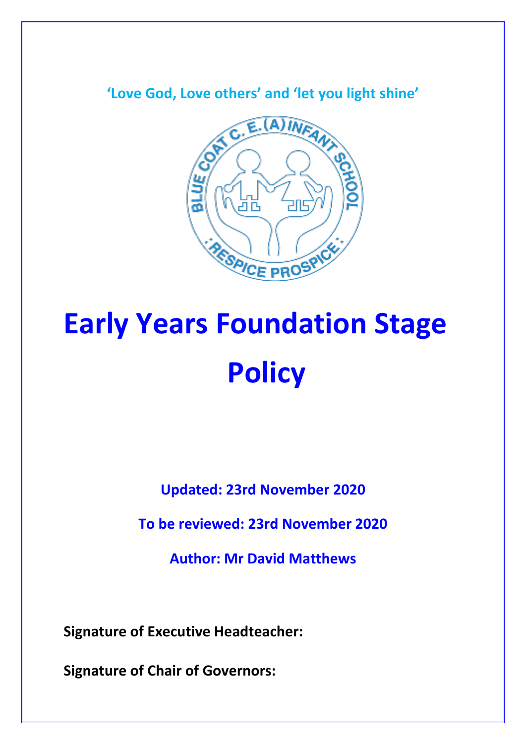**'Love God, Love others' and 'let you light shine'**

# Early Years Foundation Stage Policy

**Updated: 23rd November 2020**

**To be reviewed: 23rd November 2020**

**Author: Mr David Matthews**

**Signature of Executive Headteacher:**

**Signature of Chair of Governors:**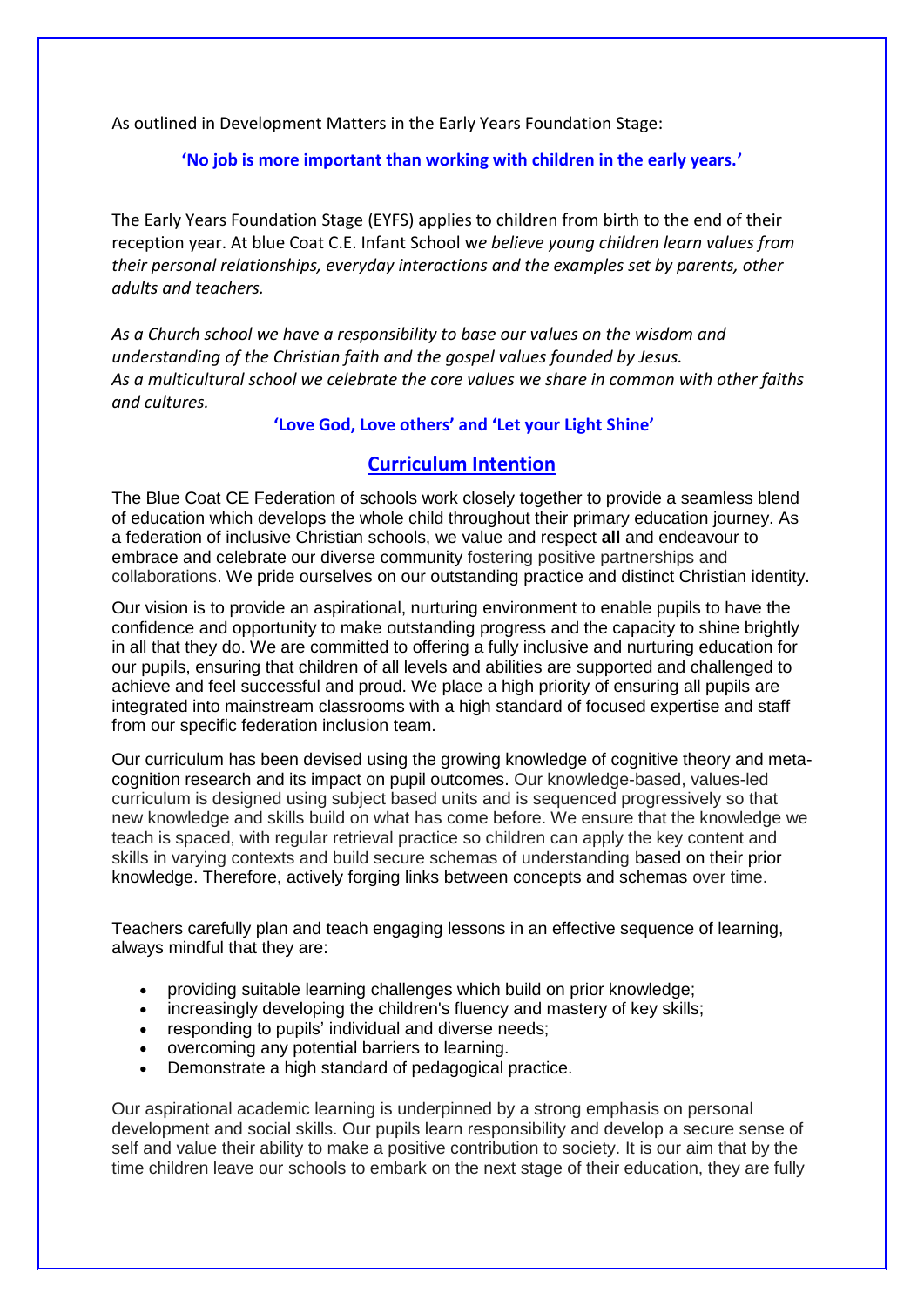As outlined in Development Matters in the Early Years Foundation Stage:

**'No job is more important than working with children in the early years.'**

The Early Years Foundation Stage (EYFS) applies to children from birth to the end of their reception year. At blue Coat C.E. Infant School w*e believe young children learn values from their personal relationships, everyday interactions and the examples set by parents, other adults and teachers.*

*As a Church school we have a responsibility to base our values on the wisdom and understanding of the Christian faith and the gospel values founded by Jesus.*
*As a multicultural school we celebrate the core values we share in common with other faiths and cultures.*

**'Love God, Love others' and 'Let your Light Shine'**

## Curriculum Intention

The Blue Coat CE Federation of schools work closely together to provide a seamless blend of education which develops the whole child throughout their primary education journey. As a federation of inclusive Christian schools, we value and respect **all** and endeavour to embrace and celebrate our diverse community fostering positive partnerships and collaborations. We pride ourselves on our outstanding practice and distinct Christian identity.

Our vision is to provide an aspirational, nurturing environment to enable pupils to have the confidence and opportunity to make outstanding progress and the capacity to shine brightly in all that they do. We are committed to offering a fully inclusive and nurturing education for our pupils, ensuring that children of all levels and abilities are supported and challenged to achieve and feel successful and proud. We place a high priority of ensuring all pupils are integrated into mainstream classrooms with a high standard of focused expertise and staff from our specific federation inclusion team.

Our curriculum has been devised using the growing knowledge of cognitive theory and meta-cognition research and its impact on pupil outcomes. Our knowledge-based, values-led curriculum is designed using subject based units and is sequenced progressively so that new knowledge and skills build on what has come before. We ensure that the knowledge we teach is spaced, with regular retrieval practice so children can apply the key content and skills in varying contexts and build secure schemas of understanding based on their prior knowledge. Therefore, actively forging links between concepts and schemas over time.

Teachers carefully plan and teach engaging lessons in an effective sequence of learning, always mindful that they are:

- providing suitable learning challenges which build on prior knowledge;
- increasingly developing the children's fluency and mastery of key skills;
- responding to pupils' individual and diverse needs;
- overcoming any potential barriers to learning.
- Demonstrate a high standard of pedagogical practice.

Our aspirational academic learning is underpinned by a strong emphasis on personal development and social skills. Our pupils learn responsibility and develop a secure sense of self and value their ability to make a positive contribution to society. It is our aim that by the time children leave our schools to embark on the next stage of their education, they are fully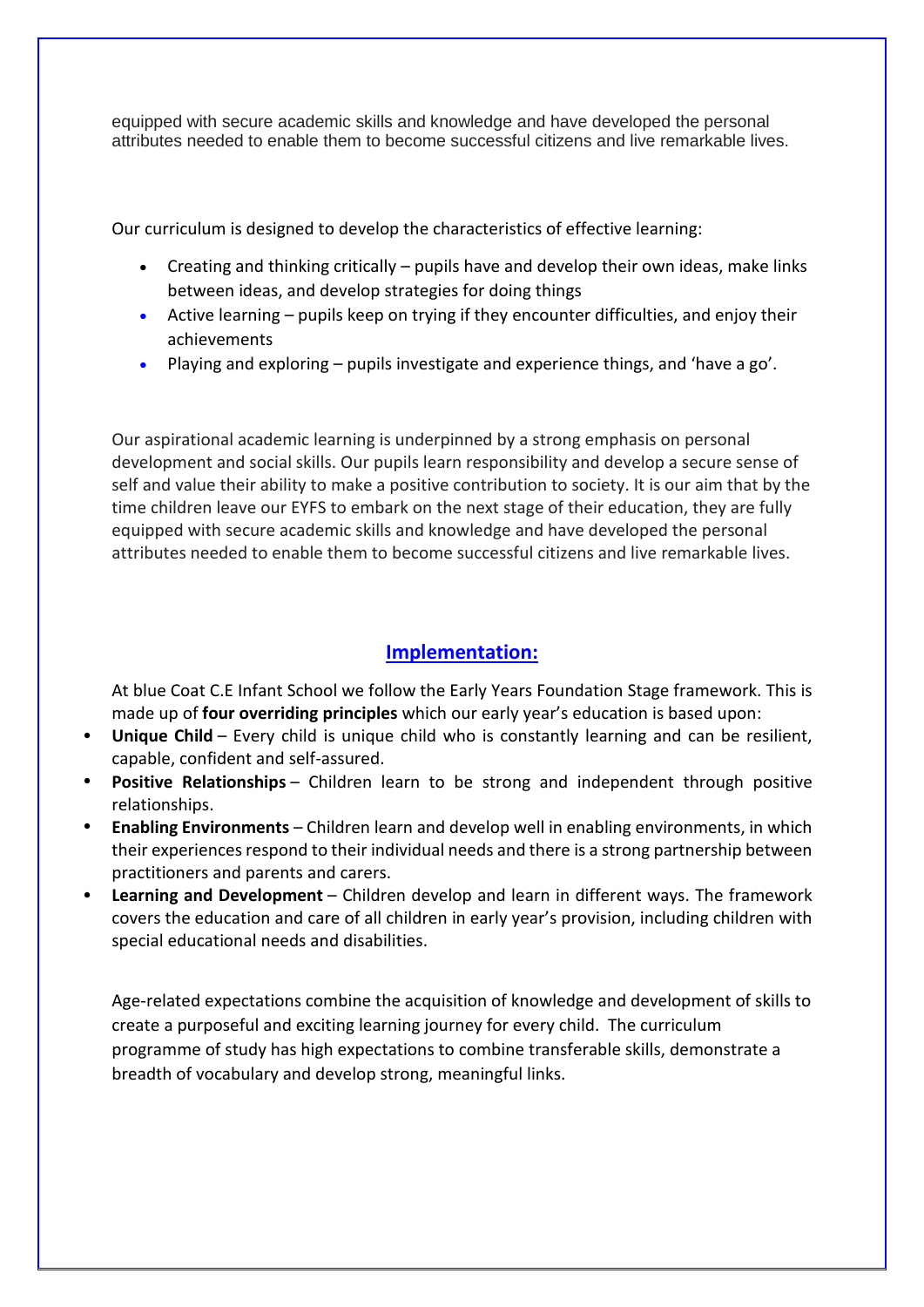equipped with secure academic skills and knowledge and have developed the personal attributes needed to enable them to become successful citizens and live remarkable lives.

Our curriculum is designed to develop the characteristics of effective learning:

- Creating and thinking critically – pupils have and develop their own ideas, make links between ideas, and develop strategies for doing things
- Active learning – pupils keep on trying if they encounter difficulties, and enjoy their achievements
- Playing and exploring – pupils investigate and experience things, and 'have a go'.

Our aspirational academic learning is underpinned by a strong emphasis on personal development and social skills. Our pupils learn responsibility and develop a secure sense of self and value their ability to make a positive contribution to society. It is our aim that by the time children leave our EYFS to embark on the next stage of their education, they are fully equipped with secure academic skills and knowledge and have developed the personal attributes needed to enable them to become successful citizens and live remarkable lives.

## Implementation:

At blue Coat C.E Infant School we follow the Early Years Foundation Stage framework. This is made up of **four overriding principles** which our early year's education is based upon:

- **Unique Child** – Every child is unique child who is constantly learning and can be resilient, capable, confident and self-assured.
- **Positive Relationships** – Children learn to be strong and independent through positive relationships.
- **Enabling Environments** – Children learn and develop well in enabling environments, in which their experiences respond to their individual needs and there is a strong partnership between practitioners and parents and carers.
- **Learning and Development** – Children develop and learn in different ways. The framework covers the education and care of all children in early year's provision, including children with special educational needs and disabilities.

Age-related expectations combine the acquisition of knowledge and development of skills to create a purposeful and exciting learning journey for every child. The curriculum programme of study has high expectations to combine transferable skills, demonstrate a breadth of vocabulary and develop strong, meaningful links.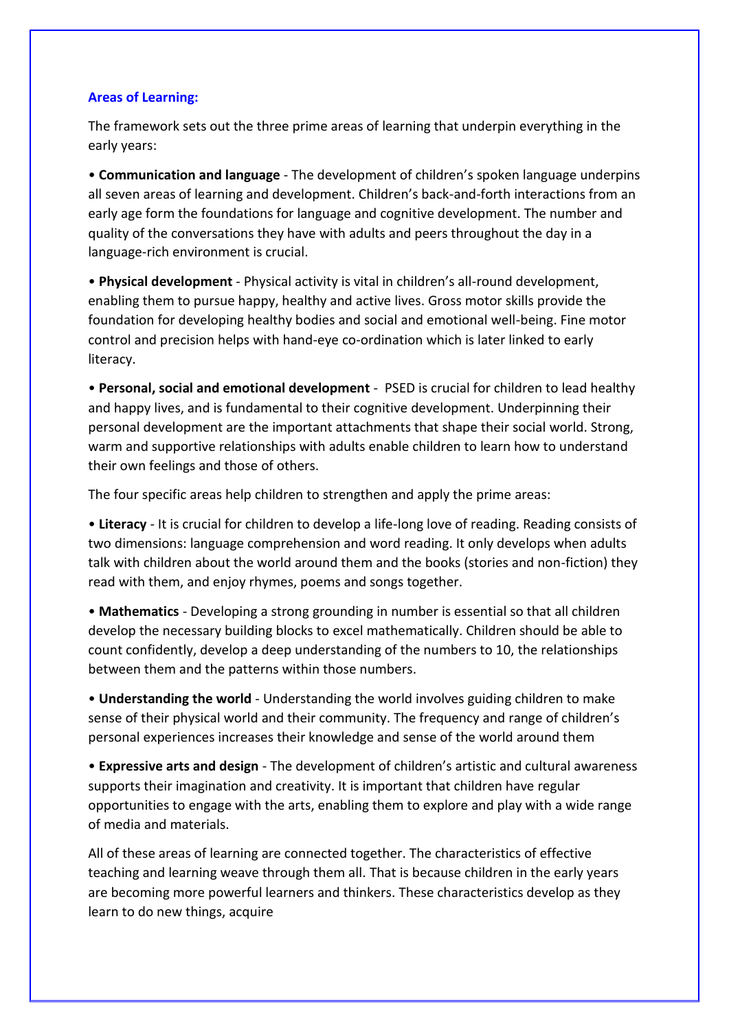**Areas of Learning:**

The framework sets out the three prime areas of learning that underpin everything in the early years:

- **Communication and language** - The development of children's spoken language underpins all seven areas of learning and development. Children's back-and-forth interactions from an early age form the foundations for language and cognitive development. The number and quality of the conversations they have with adults and peers throughout the day in a language-rich environment is crucial.
- **Physical development** - Physical activity is vital in children's all-round development, enabling them to pursue happy, healthy and active lives. Gross motor skills provide the foundation for developing healthy bodies and social and emotional well-being. Fine motor control and precision helps with hand-eye co-ordination which is later linked to early literacy.
- **Personal, social and emotional development** - PSED is crucial for children to lead healthy and happy lives, and is fundamental to their cognitive development. Underpinning their personal development are the important attachments that shape their social world. Strong, warm and supportive relationships with adults enable children to learn how to understand their own feelings and those of others.

The four specific areas help children to strengthen and apply the prime areas:

- **Literacy** - It is crucial for children to develop a life-long love of reading. Reading consists of two dimensions: language comprehension and word reading. It only develops when adults talk with children about the world around them and the books (stories and non-fiction) they read with them, and enjoy rhymes, poems and songs together.
- **Mathematics** - Developing a strong grounding in number is essential so that all children develop the necessary building blocks to excel mathematically. Children should be able to count confidently, develop a deep understanding of the numbers to 10, the relationships between them and the patterns within those numbers.
- **Understanding the world** - Understanding the world involves guiding children to make sense of their physical world and their community. The frequency and range of children's personal experiences increases their knowledge and sense of the world around them
- **Expressive arts and design** - The development of children's artistic and cultural awareness supports their imagination and creativity. It is important that children have regular opportunities to engage with the arts, enabling them to explore and play with a wide range of media and materials.

All of these areas of learning are connected together. The characteristics of effective teaching and learning weave through them all. That is because children in the early years are becoming more powerful learners and thinkers. These characteristics develop as they learn to do new things, acquire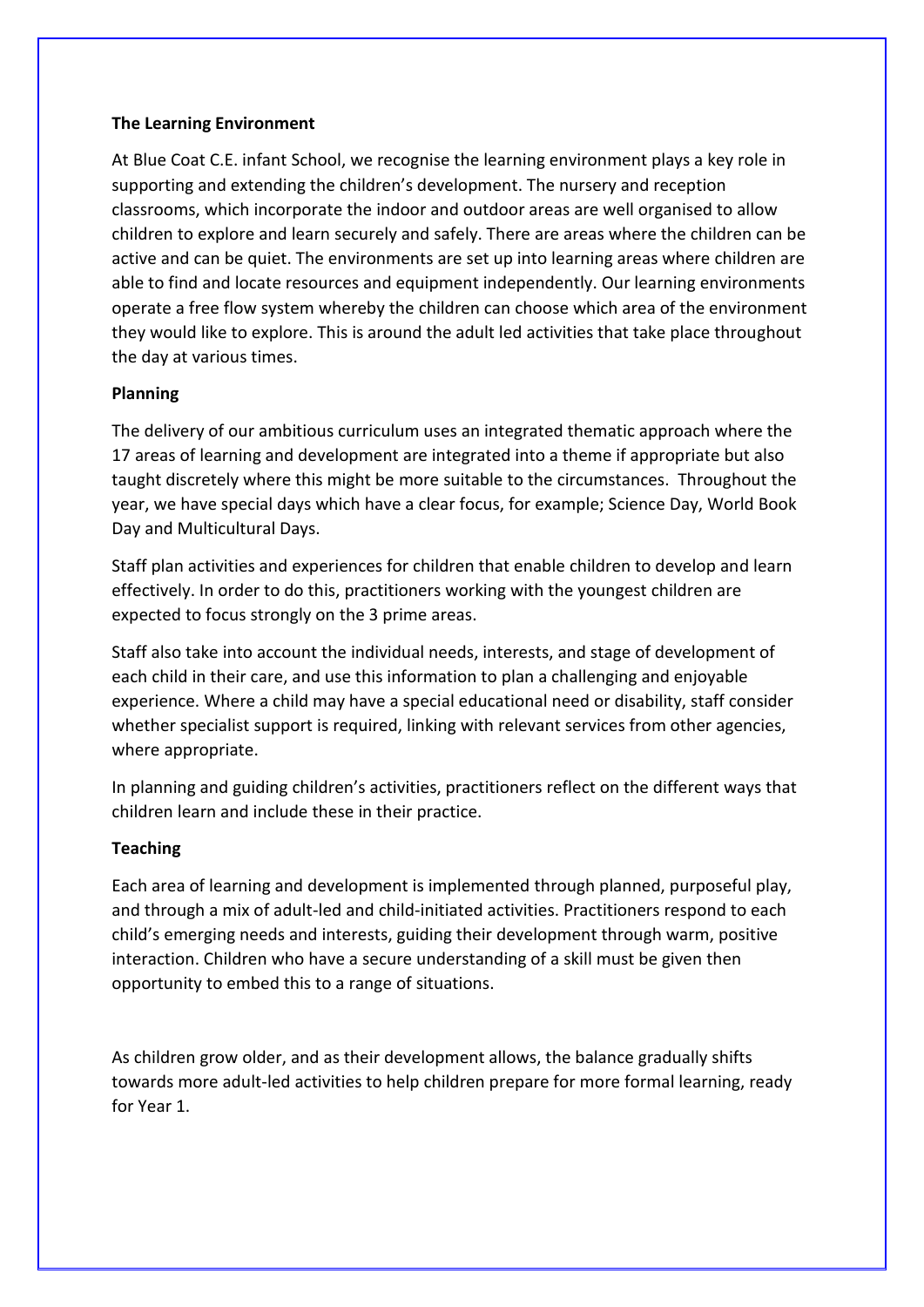**The Learning Environment**

At Blue Coat C.E. infant School, we recognise the learning environment plays a key role in supporting and extending the children's development. The nursery and reception classrooms, which incorporate the indoor and outdoor areas are well organised to allow children to explore and learn securely and safely. There are areas where the children can be active and can be quiet. The environments are set up into learning areas where children are able to find and locate resources and equipment independently. Our learning environments operate a free flow system whereby the children can choose which area of the environment they would like to explore. This is around the adult led activities that take place throughout the day at various times.

**Planning**

The delivery of our ambitious curriculum uses an integrated thematic approach where the 17 areas of learning and development are integrated into a theme if appropriate but also taught discretely where this might be more suitable to the circumstances. Throughout the year, we have special days which have a clear focus, for example; Science Day, World Book Day and Multicultural Days.

Staff plan activities and experiences for children that enable children to develop and learn effectively. In order to do this, practitioners working with the youngest children are expected to focus strongly on the 3 prime areas.

Staff also take into account the individual needs, interests, and stage of development of each child in their care, and use this information to plan a challenging and enjoyable experience. Where a child may have a special educational need or disability, staff consider whether specialist support is required, linking with relevant services from other agencies, where appropriate.

In planning and guiding children's activities, practitioners reflect on the different ways that children learn and include these in their practice.

**Teaching**

Each area of learning and development is implemented through planned, purposeful play, and through a mix of adult-led and child-initiated activities. Practitioners respond to each child's emerging needs and interests, guiding their development through warm, positive interaction. Children who have a secure understanding of a skill must be given then opportunity to embed this to a range of situations.

As children grow older, and as their development allows, the balance gradually shifts towards more adult-led activities to help children prepare for more formal learning, ready for Year 1.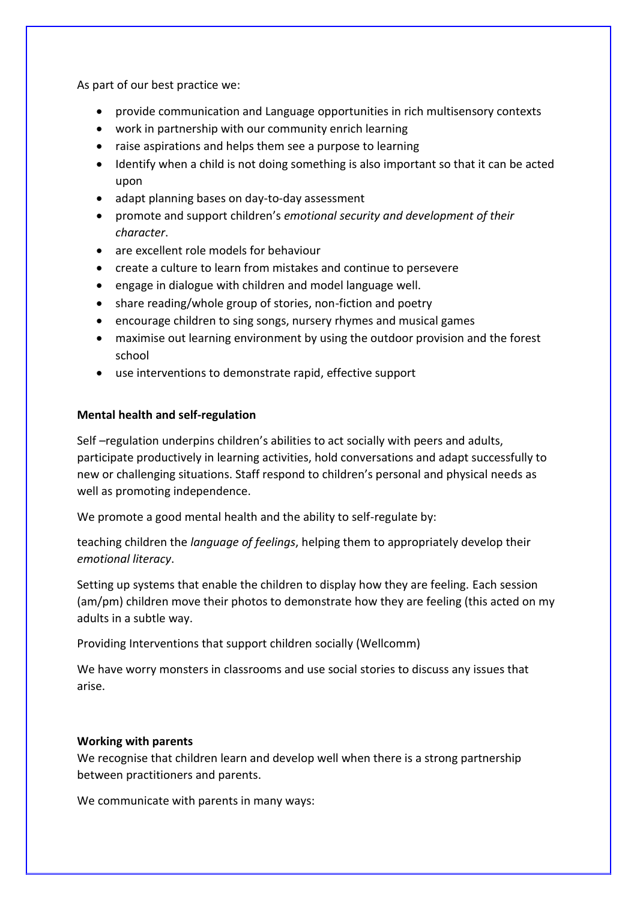As part of our best practice we:

- provide communication and Language opportunities in rich multisensory contexts
- work in partnership with our community enrich learning
- raise aspirations and helps them see a purpose to learning
- Identify when a child is not doing something is also important so that it can be acted upon
- adapt planning bases on day-to-day assessment
- promote and support children's *emotional security and development of their character*.
- are excellent role models for behaviour
- create a culture to learn from mistakes and continue to persevere
- engage in dialogue with children and model language well.
- share reading/whole group of stories, non-fiction and poetry
- encourage children to sing songs, nursery rhymes and musical games
- maximise out learning environment by using the outdoor provision and the forest school
- use interventions to demonstrate rapid, effective support

**Mental health and self-regulation**

Self –regulation underpins children's abilities to act socially with peers and adults, participate productively in learning activities, hold conversations and adapt successfully to new or challenging situations. Staff respond to children's personal and physical needs as well as promoting independence.

We promote a good mental health and the ability to self-regulate by:

teaching children the *language of feelings*, helping them to appropriately develop their *emotional literacy*.

Setting up systems that enable the children to display how they are feeling. Each session (am/pm) children move their photos to demonstrate how they are feeling (this acted on my adults in a subtle way.

Providing Interventions that support children socially (Wellcomm)

We have worry monsters in classrooms and use social stories to discuss any issues that arise.

**Working with parents**

We recognise that children learn and develop well when there is a strong partnership between practitioners and parents.

We communicate with parents in many ways: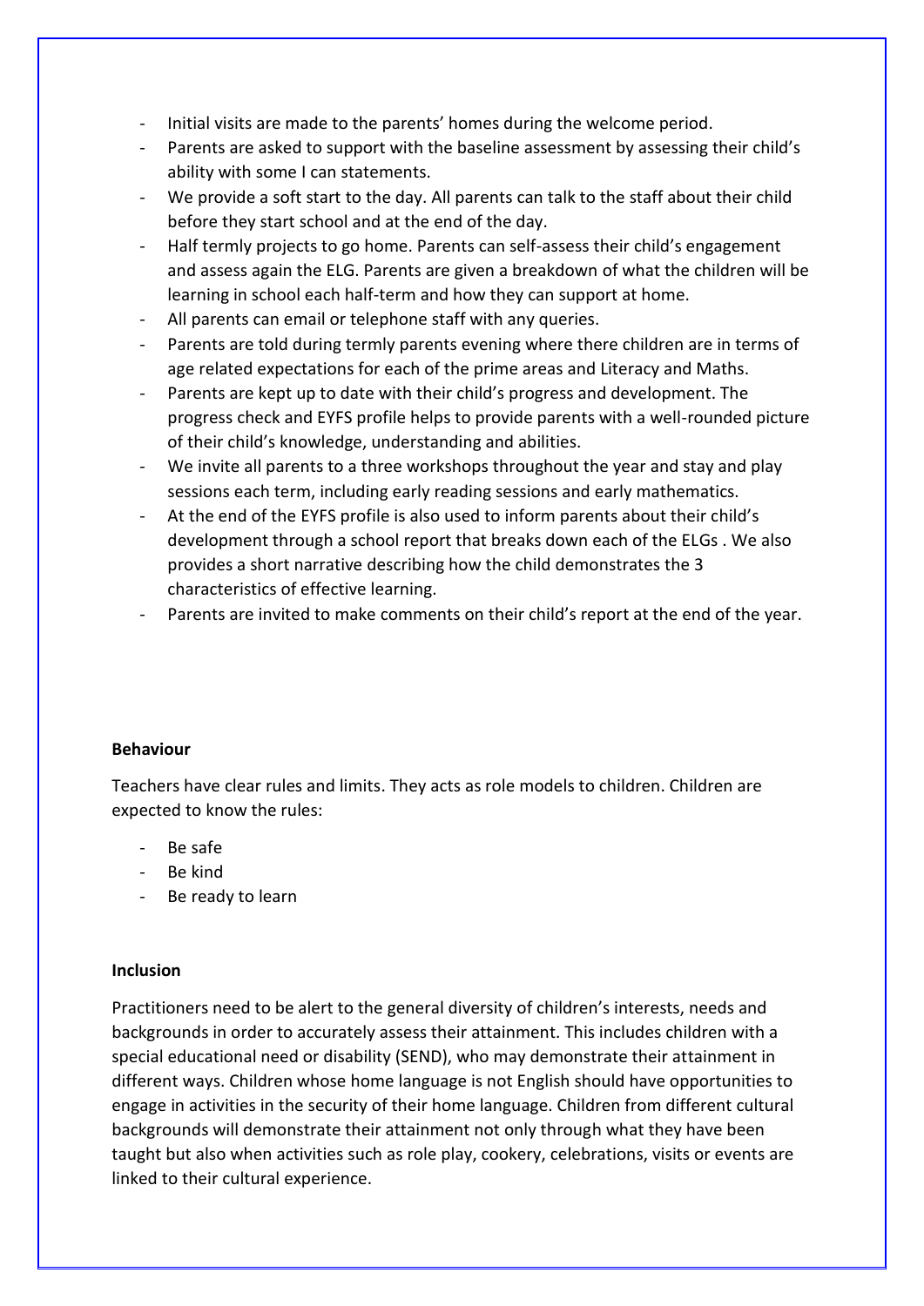- Initial visits are made to the parents' homes during the welcome period.
- Parents are asked to support with the baseline assessment by assessing their child's ability with some I can statements.
- We provide a soft start to the day. All parents can talk to the staff about their child before they start school and at the end of the day.
- Half termly projects to go home. Parents can self-assess their child's engagement and assess again the ELG. Parents are given a breakdown of what the children will be learning in school each half-term and how they can support at home.
- All parents can email or telephone staff with any queries.
- Parents are told during termly parents evening where there children are in terms of age related expectations for each of the prime areas and Literacy and Maths.
- Parents are kept up to date with their child's progress and development. The progress check and EYFS profile helps to provide parents with a well-rounded picture of their child's knowledge, understanding and abilities.
- We invite all parents to a three workshops throughout the year and stay and play sessions each term, including early reading sessions and early mathematics.
- At the end of the EYFS profile is also used to inform parents about their child's development through a school report that breaks down each of the ELGs . We also provides a short narrative describing how the child demonstrates the 3 characteristics of effective learning.
- Parents are invited to make comments on their child's report at the end of the year.

**Behaviour**

Teachers have clear rules and limits. They acts as role models to children. Children are expected to know the rules:

- Be safe
- Be kind
- Be ready to learn

**Inclusion**

Practitioners need to be alert to the general diversity of children's interests, needs and backgrounds in order to accurately assess their attainment. This includes children with a special educational need or disability (SEND), who may demonstrate their attainment in different ways. Children whose home language is not English should have opportunities to engage in activities in the security of their home language. Children from different cultural backgrounds will demonstrate their attainment not only through what they have been taught but also when activities such as role play, cookery, celebrations, visits or events are linked to their cultural experience.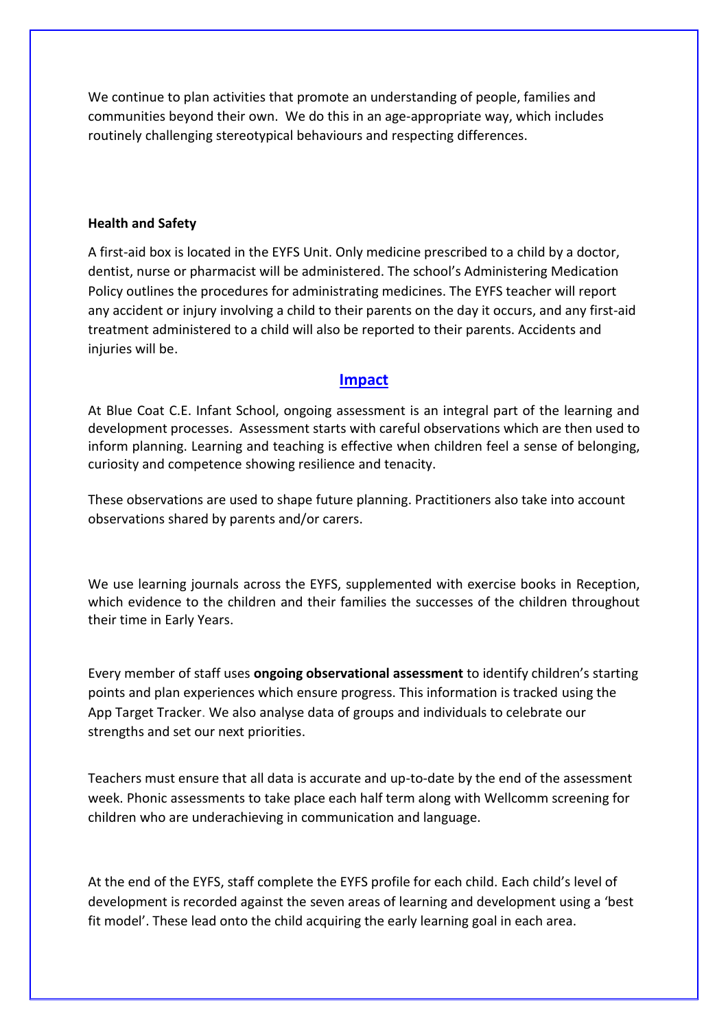We continue to plan activities that promote an understanding of people, families and communities beyond their own. We do this in an age-appropriate way, which includes routinely challenging stereotypical behaviours and respecting differences.

**Health and Safety**

A first-aid box is located in the EYFS Unit. Only medicine prescribed to a child by a doctor, dentist, nurse or pharmacist will be administered. The school's Administering Medication Policy outlines the procedures for administrating medicines. The EYFS teacher will report any accident or injury involving a child to their parents on the day it occurs, and any first-aid treatment administered to a child will also be reported to their parents. Accidents and injuries will be.

## Impact

At Blue Coat C.E. Infant School, ongoing assessment is an integral part of the learning and development processes. Assessment starts with careful observations which are then used to inform planning. Learning and teaching is effective when children feel a sense of belonging, curiosity and competence showing resilience and tenacity.

These observations are used to shape future planning. Practitioners also take into account observations shared by parents and/or carers.

We use learning journals across the EYFS, supplemented with exercise books in Reception, which evidence to the children and their families the successes of the children throughout their time in Early Years.

Every member of staff uses **ongoing observational assessment** to identify children's starting points and plan experiences which ensure progress. This information is tracked using the App Target Tracker. We also analyse data of groups and individuals to celebrate our strengths and set our next priorities.

Teachers must ensure that all data is accurate and up-to-date by the end of the assessment week. Phonic assessments to take place each half term along with Wellcomm screening for children who are underachieving in communication and language.

At the end of the EYFS, staff complete the EYFS profile for each child. Each child's level of development is recorded against the seven areas of learning and development using a 'best fit model'. These lead onto the child acquiring the early learning goal in each area.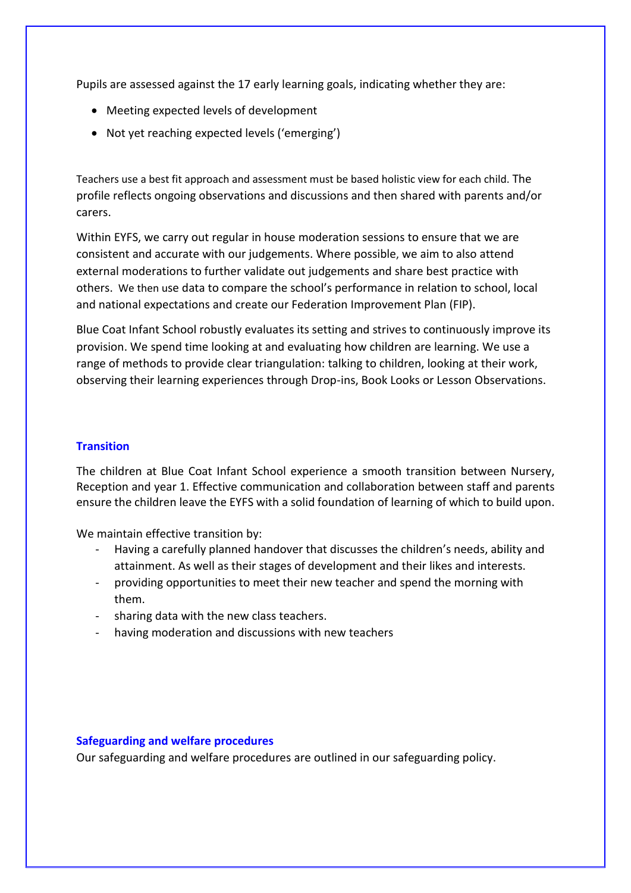Pupils are assessed against the 17 early learning goals, indicating whether they are:

- Meeting expected levels of development
- Not yet reaching expected levels ('emerging')

Teachers use a best fit approach and assessment must be based holistic view for each child. The profile reflects ongoing observations and discussions and then shared with parents and/or carers.

Within EYFS, we carry out regular in house moderation sessions to ensure that we are consistent and accurate with our judgements. Where possible, we aim to also attend external moderations to further validate out judgements and share best practice with others. We then use data to compare the school's performance in relation to school, local and national expectations and create our Federation Improvement Plan (FIP).

Blue Coat Infant School robustly evaluates its setting and strives to continuously improve its provision. We spend time looking at and evaluating how children are learning. We use a range of methods to provide clear triangulation: talking to children, looking at their work, observing their learning experiences through Drop-ins, Book Looks or Lesson Observations.

### Transition

The children at Blue Coat Infant School experience a smooth transition between Nursery, Reception and year 1. Effective communication and collaboration between staff and parents ensure the children leave the EYFS with a solid foundation of learning of which to build upon.

We maintain effective transition by:

- Having a carefully planned handover that discusses the children's needs, ability and attainment. As well as their stages of development and their likes and interests.
- providing opportunities to meet their new teacher and spend the morning with them.
- sharing data with the new class teachers.
- having moderation and discussions with new teachers

### Safeguarding and welfare procedures

Our safeguarding and welfare procedures are outlined in our safeguarding policy.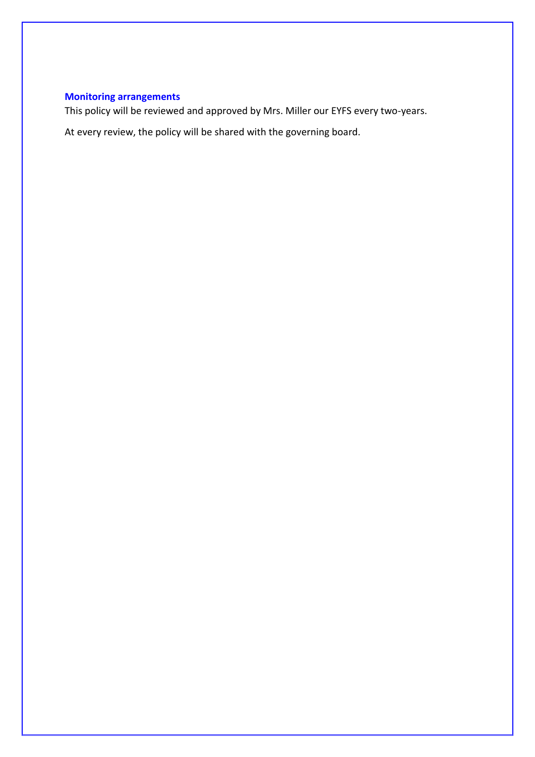### Monitoring arrangements

This policy will be reviewed and approved by Mrs. Miller our EYFS every two-years.

At every review, the policy will be shared with the governing board.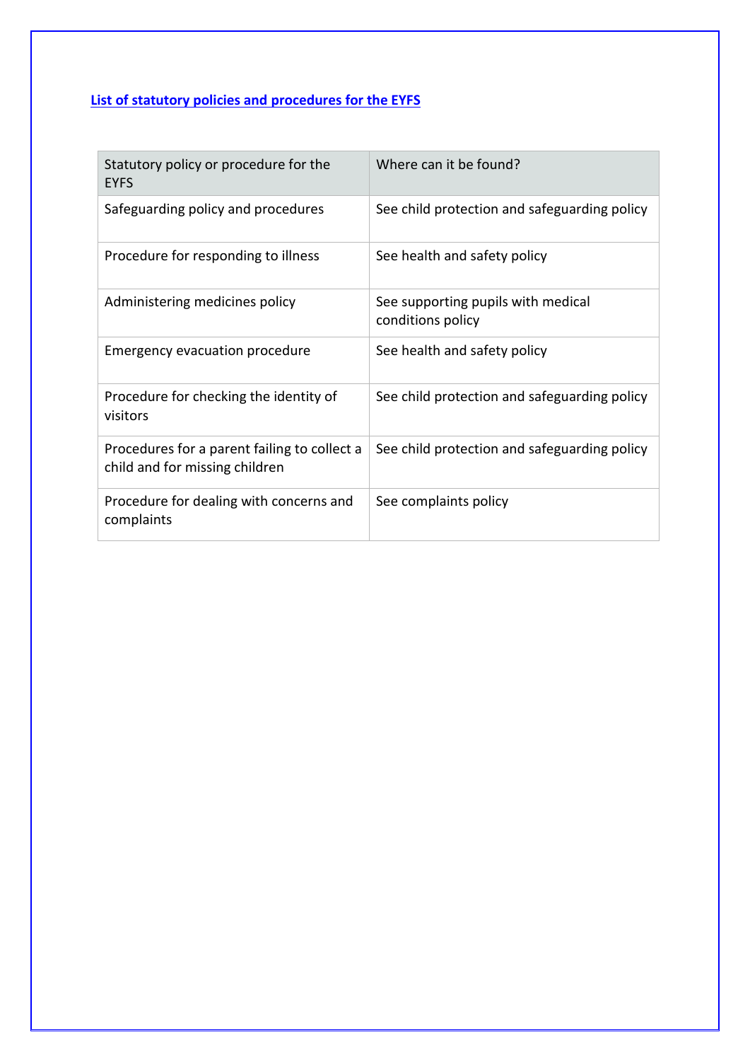## List of statutory policies and procedures for the EYFS

| Statutory policy or procedure for the EYFS | Where can it be found? |
|---|---|
| Safeguarding policy and procedures | See child protection and safeguarding policy |
| Procedure for responding to illness | See health and safety policy |
| Administering medicines policy | See supporting pupils with medical conditions policy |
| Emergency evacuation procedure | See health and safety policy |
| Procedure for checking the identity of visitors | See child protection and safeguarding policy |
| Procedures for a parent failing to collect a child and for missing children | See child protection and safeguarding policy |
| Procedure for dealing with concerns and complaints | See complaints policy |